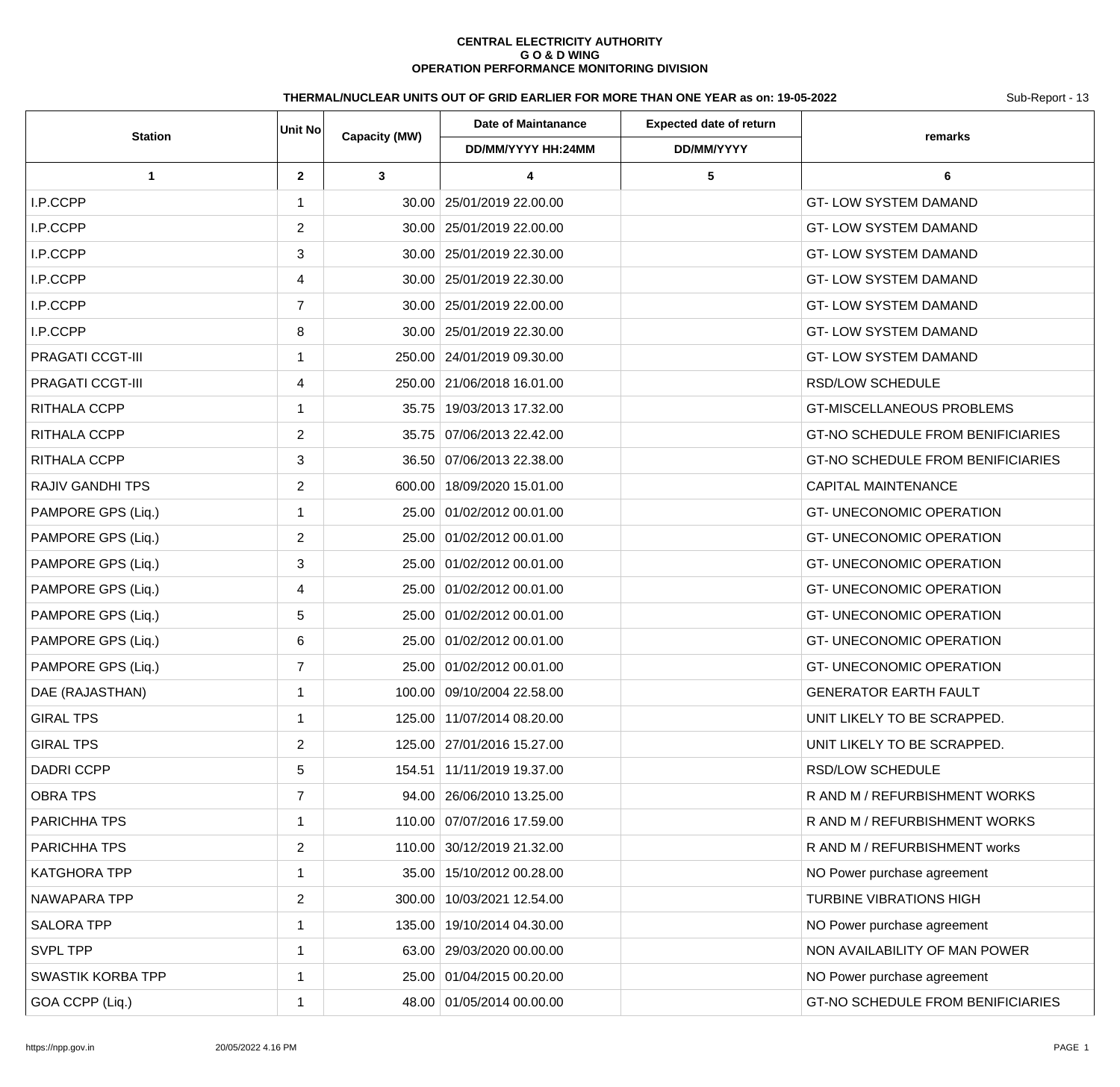**CENTRAL ELECTRICITY AUTHORITY**
**G O & D WING**
**OPERATION PERFORMANCE MONITORING DIVISION**

**THERMAL/NUCLEAR UNITS OUT OF GRID EARLIER FOR MORE THAN ONE YEAR as on: 19-05-2022**

Sub-Report - 13

| Station | Unit No | Capacity (MW) | Date of Maintanance | Expected date of return | remarks |
|---|---|---|---|---|---|
| | | | DD/MM/YYYY HH:24MM | DD/MM/YYYY | |
| 1 | 2 | 3 | 4 | 5 | 6 |
| I.P.CCPP | 1 | 30.00 | 25/01/2019 22.00.00 | | GT- LOW SYSTEM DAMAND |
| I.P.CCPP | 2 | 30.00 | 25/01/2019 22.00.00 | | GT- LOW SYSTEM DAMAND |
| I.P.CCPP | 3 | 30.00 | 25/01/2019 22.30.00 | | GT- LOW SYSTEM DAMAND |
| I.P.CCPP | 4 | 30.00 | 25/01/2019 22.30.00 | | GT- LOW SYSTEM DAMAND |
| I.P.CCPP | 7 | 30.00 | 25/01/2019 22.00.00 | | GT- LOW SYSTEM DAMAND |
| I.P.CCPP | 8 | 30.00 | 25/01/2019 22.30.00 | | GT- LOW SYSTEM DAMAND |
| PRAGATI CCGT-III | 1 | 250.00 | 24/01/2019 09.30.00 | | GT- LOW SYSTEM DAMAND |
| PRAGATI CCGT-III | 4 | 250.00 | 21/06/2018 16.01.00 | | RSD/LOW SCHEDULE |
| RITHALA CCPP | 1 | 35.75 | 19/03/2013 17.32.00 | | GT-MISCELLANEOUS PROBLEMS |
| RITHALA CCPP | 2 | 35.75 | 07/06/2013 22.42.00 | | GT-NO SCHEDULE FROM BENIFICIARIES |
| RITHALA CCPP | 3 | 36.50 | 07/06/2013 22.38.00 | | GT-NO SCHEDULE FROM BENIFICIARIES |
| RAJIV GANDHI TPS | 2 | 600.00 | 18/09/2020 15.01.00 | | CAPITAL MAINTENANCE |
| PAMPORE GPS (Liq.) | 1 | 25.00 | 01/02/2012 00.01.00 | | GT- UNECONOMIC OPERATION |
| PAMPORE GPS (Liq.) | 2 | 25.00 | 01/02/2012 00.01.00 | | GT- UNECONOMIC OPERATION |
| PAMPORE GPS (Liq.) | 3 | 25.00 | 01/02/2012 00.01.00 | | GT- UNECONOMIC OPERATION |
| PAMPORE GPS (Liq.) | 4 | 25.00 | 01/02/2012 00.01.00 | | GT- UNECONOMIC OPERATION |
| PAMPORE GPS (Liq.) | 5 | 25.00 | 01/02/2012 00.01.00 | | GT- UNECONOMIC OPERATION |
| PAMPORE GPS (Liq.) | 6 | 25.00 | 01/02/2012 00.01.00 | | GT- UNECONOMIC OPERATION |
| PAMPORE GPS (Liq.) | 7 | 25.00 | 01/02/2012 00.01.00 | | GT- UNECONOMIC OPERATION |
| DAE (RAJASTHAN) | 1 | 100.00 | 09/10/2004 22.58.00 | | GENERATOR EARTH FAULT |
| GIRAL TPS | 1 | 125.00 | 11/07/2014 08.20.00 | | UNIT LIKELY TO BE SCRAPPED. |
| GIRAL TPS | 2 | 125.00 | 27/01/2016 15.27.00 | | UNIT LIKELY TO BE SCRAPPED. |
| DADRI CCPP | 5 | 154.51 | 11/11/2019 19.37.00 | | RSD/LOW SCHEDULE |
| OBRA TPS | 7 | 94.00 | 26/06/2010 13.25.00 | | R AND M / REFURBISHMENT WORKS |
| PARICHHA TPS | 1 | 110.00 | 07/07/2016 17.59.00 | | R AND M / REFURBISHMENT WORKS |
| PARICHHA TPS | 2 | 110.00 | 30/12/2019 21.32.00 | | R AND M / REFURBISHMENT works |
| KATGHORA TPP | 1 | 35.00 | 15/10/2012 00.28.00 | | NO Power purchase agreement |
| NAWAPARA TPP | 2 | 300.00 | 10/03/2021 12.54.00 | | TURBINE VIBRATIONS HIGH |
| SALORA TPP | 1 | 135.00 | 19/10/2014 04.30.00 | | NO Power purchase agreement |
| SVPL TPP | 1 | 63.00 | 29/03/2020 00.00.00 | | NON AVAILABILITY OF MAN POWER |
| SWASTIK KORBA TPP | 1 | 25.00 | 01/04/2015 00.20.00 | | NO Power purchase agreement |
| GOA CCPP (Liq.) | 1 | 48.00 | 01/05/2014 00.00.00 | | GT-NO SCHEDULE FROM BENIFICIARIES |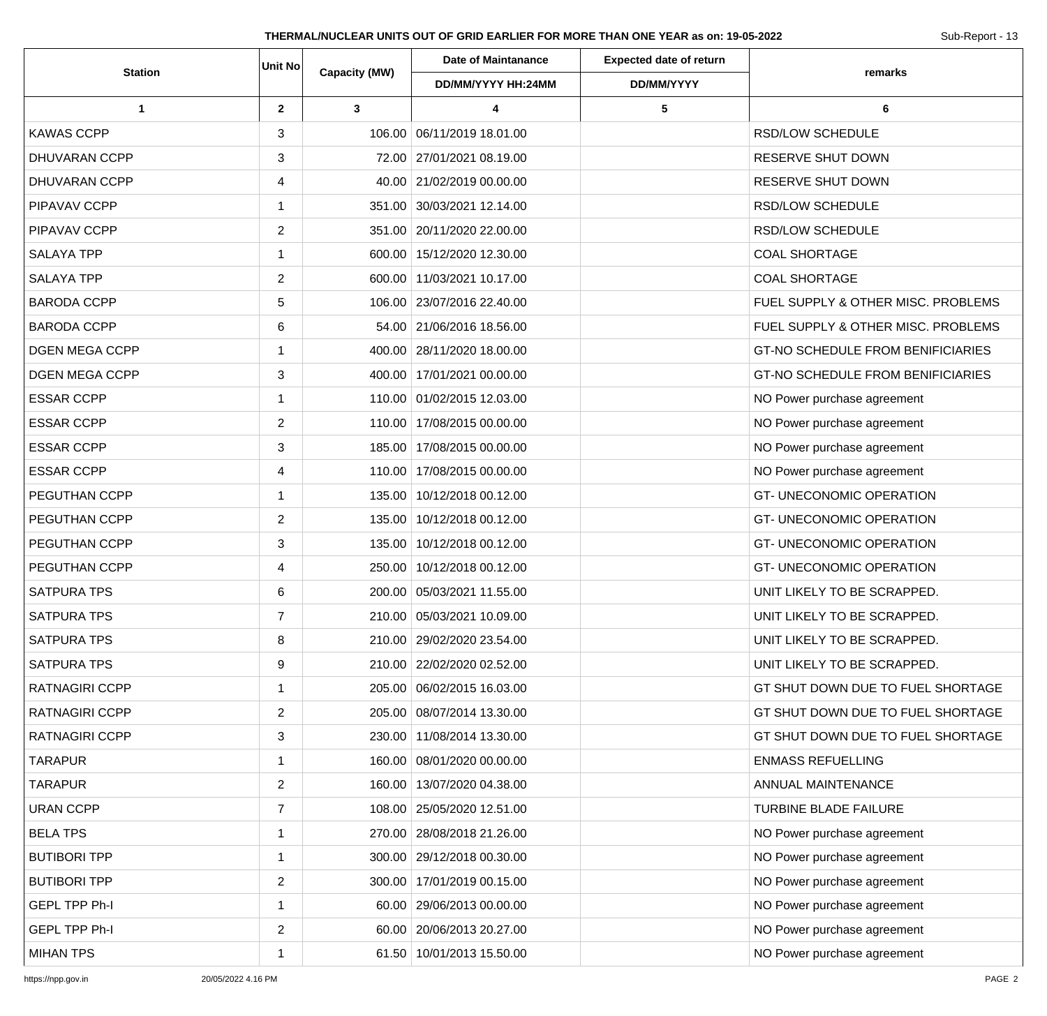**THERMAL/NUCLEAR UNITS OUT OF GRID EARLIER FOR MORE THAN ONE YEAR as on: 19-05-2022**

Sub-Report - 13

| Station | Unit No | Capacity (MW) | Date of Maintanance | Expected date of return | remarks |
|---|---|---|---|---|---|
| | | | DD/MM/YYYY HH:24MM | DD/MM/YYYY | |
| 1 | 2 | 3 | 4 | 5 | 6 |
| KAWAS CCPP | 3 | 106.00 | 06/11/2019 18.01.00 | | RSD/LOW SCHEDULE |
| DHUVARAN CCPP | 3 | 72.00 | 27/01/2021 08.19.00 | | RESERVE SHUT DOWN |
| DHUVARAN CCPP | 4 | 40.00 | 21/02/2019 00.00.00 | | RESERVE SHUT DOWN |
| PIPAVAV CCPP | 1 | 351.00 | 30/03/2021 12.14.00 | | RSD/LOW SCHEDULE |
| PIPAVAV CCPP | 2 | 351.00 | 20/11/2020 22.00.00 | | RSD/LOW SCHEDULE |
| SALAYA TPP | 1 | 600.00 | 15/12/2020 12.30.00 | | COAL SHORTAGE |
| SALAYA TPP | 2 | 600.00 | 11/03/2021 10.17.00 | | COAL SHORTAGE |
| BARODA CCPP | 5 | 106.00 | 23/07/2016 22.40.00 | | FUEL SUPPLY & OTHER MISC. PROBLEMS |
| BARODA CCPP | 6 | 54.00 | 21/06/2016 18.56.00 | | FUEL SUPPLY & OTHER MISC. PROBLEMS |
| DGEN MEGA CCPP | 1 | 400.00 | 28/11/2020 18.00.00 | | GT-NO SCHEDULE FROM BENIFICIARIES |
| DGEN MEGA CCPP | 3 | 400.00 | 17/01/2021 00.00.00 | | GT-NO SCHEDULE FROM BENIFICIARIES |
| ESSAR CCPP | 1 | 110.00 | 01/02/2015 12.03.00 | | NO Power purchase agreement |
| ESSAR CCPP | 2 | 110.00 | 17/08/2015 00.00.00 | | NO Power purchase agreement |
| ESSAR CCPP | 3 | 185.00 | 17/08/2015 00.00.00 | | NO Power purchase agreement |
| ESSAR CCPP | 4 | 110.00 | 17/08/2015 00.00.00 | | NO Power purchase agreement |
| PEGUTHAN CCPP | 1 | 135.00 | 10/12/2018 00.12.00 | | GT- UNECONOMIC OPERATION |
| PEGUTHAN CCPP | 2 | 135.00 | 10/12/2018 00.12.00 | | GT- UNECONOMIC OPERATION |
| PEGUTHAN CCPP | 3 | 135.00 | 10/12/2018 00.12.00 | | GT- UNECONOMIC OPERATION |
| PEGUTHAN CCPP | 4 | 250.00 | 10/12/2018 00.12.00 | | GT- UNECONOMIC OPERATION |
| SATPURA TPS | 6 | 200.00 | 05/03/2021 11.55.00 | | UNIT LIKELY TO BE SCRAPPED. |
| SATPURA TPS | 7 | 210.00 | 05/03/2021 10.09.00 | | UNIT LIKELY TO BE SCRAPPED. |
| SATPURA TPS | 8 | 210.00 | 29/02/2020 23.54.00 | | UNIT LIKELY TO BE SCRAPPED. |
| SATPURA TPS | 9 | 210.00 | 22/02/2020 02.52.00 | | UNIT LIKELY TO BE SCRAPPED. |
| RATNAGIRI CCPP | 1 | 205.00 | 06/02/2015 16.03.00 | | GT SHUT DOWN DUE TO FUEL SHORTAGE |
| RATNAGIRI CCPP | 2 | 205.00 | 08/07/2014 13.30.00 | | GT SHUT DOWN DUE TO FUEL SHORTAGE |
| RATNAGIRI CCPP | 3 | 230.00 | 11/08/2014 13.30.00 | | GT SHUT DOWN DUE TO FUEL SHORTAGE |
| TARAPUR | 1 | 160.00 | 08/01/2020 00.00.00 | | ENMASS REFUELLING |
| TARAPUR | 2 | 160.00 | 13/07/2020 04.38.00 | | ANNUAL MAINTENANCE |
| URAN CCPP | 7 | 108.00 | 25/05/2020 12.51.00 | | TURBINE BLADE FAILURE |
| BELA TPS | 1 | 270.00 | 28/08/2018 21.26.00 | | NO Power purchase agreement |
| BUTIBORI TPP | 1 | 300.00 | 29/12/2018 00.30.00 | | NO Power purchase agreement |
| BUTIBORI TPP | 2 | 300.00 | 17/01/2019 00.15.00 | | NO Power purchase agreement |
| GEPL TPP Ph-I | 1 | 60.00 | 29/06/2013 00.00.00 | | NO Power purchase agreement |
| GEPL TPP Ph-I | 2 | 60.00 | 20/06/2013 20.27.00 | | NO Power purchase agreement |
| MIHAN TPS | 1 | 61.50 | 10/01/2013 15.50.00 | | NO Power purchase agreement |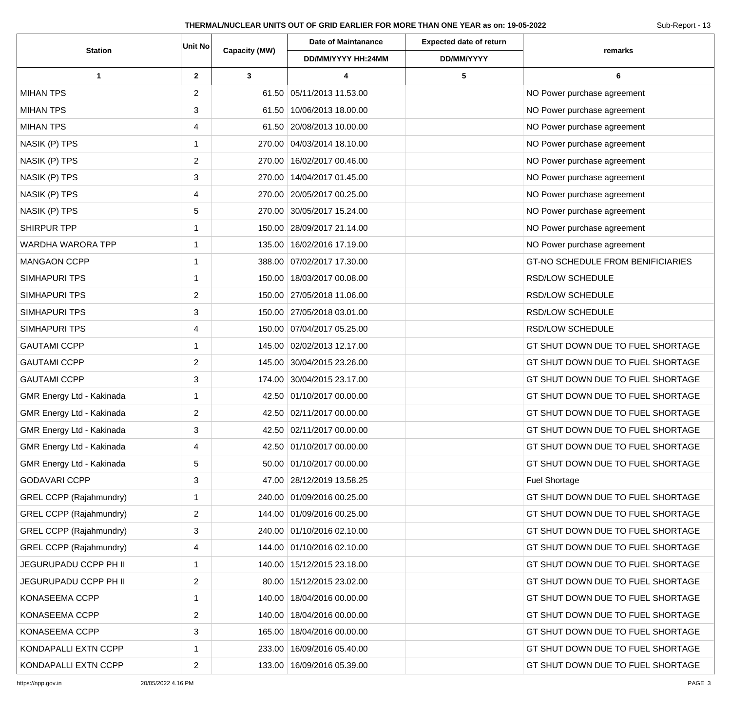**THERMAL/NUCLEAR UNITS OUT OF GRID EARLIER FOR MORE THAN ONE YEAR as on: 19-05-2022**

Sub-Report - 13

| Station | Unit No | Capacity (MW) | Date of Maintanance | Expected date of return | remarks |
|---|---|---|---|---|---|
| | | | DD/MM/YYYY HH:24MM | DD/MM/YYYY | |
| 1 | 2 | 3 | 4 | 5 | 6 |
| MIHAN TPS | 2 | 61.50 | 05/11/2013 11.53.00 | | NO Power purchase agreement |
| MIHAN TPS | 3 | 61.50 | 10/06/2013 18.00.00 | | NO Power purchase agreement |
| MIHAN TPS | 4 | 61.50 | 20/08/2013 10.00.00 | | NO Power purchase agreement |
| NASIK (P) TPS | 1 | 270.00 | 04/03/2014 18.10.00 | | NO Power purchase agreement |
| NASIK (P) TPS | 2 | 270.00 | 16/02/2017 00.46.00 | | NO Power purchase agreement |
| NASIK (P) TPS | 3 | 270.00 | 14/04/2017 01.45.00 | | NO Power purchase agreement |
| NASIK (P) TPS | 4 | 270.00 | 20/05/2017 00.25.00 | | NO Power purchase agreement |
| NASIK (P) TPS | 5 | 270.00 | 30/05/2017 15.24.00 | | NO Power purchase agreement |
| SHIRPUR TPP | 1 | 150.00 | 28/09/2017 21.14.00 | | NO Power purchase agreement |
| WARDHA WARORA TPP | 1 | 135.00 | 16/02/2016 17.19.00 | | NO Power purchase agreement |
| MANGAON CCPP | 1 | 388.00 | 07/02/2017 17.30.00 | | GT-NO SCHEDULE FROM BENIFICIARIES |
| SIMHAPURI TPS | 1 | 150.00 | 18/03/2017 00.08.00 | | RSD/LOW SCHEDULE |
| SIMHAPURI TPS | 2 | 150.00 | 27/05/2018 11.06.00 | | RSD/LOW SCHEDULE |
| SIMHAPURI TPS | 3 | 150.00 | 27/05/2018 03.01.00 | | RSD/LOW SCHEDULE |
| SIMHAPURI TPS | 4 | 150.00 | 07/04/2017 05.25.00 | | RSD/LOW SCHEDULE |
| GAUTAMI CCPP | 1 | 145.00 | 02/02/2013 12.17.00 | | GT SHUT DOWN DUE TO FUEL SHORTAGE |
| GAUTAMI CCPP | 2 | 145.00 | 30/04/2015 23.26.00 | | GT SHUT DOWN DUE TO FUEL SHORTAGE |
| GAUTAMI CCPP | 3 | 174.00 | 30/04/2015 23.17.00 | | GT SHUT DOWN DUE TO FUEL SHORTAGE |
| GMR Energy Ltd - Kakinada | 1 | 42.50 | 01/10/2017 00.00.00 | | GT SHUT DOWN DUE TO FUEL SHORTAGE |
| GMR Energy Ltd - Kakinada | 2 | 42.50 | 02/11/2017 00.00.00 | | GT SHUT DOWN DUE TO FUEL SHORTAGE |
| GMR Energy Ltd - Kakinada | 3 | 42.50 | 02/11/2017 00.00.00 | | GT SHUT DOWN DUE TO FUEL SHORTAGE |
| GMR Energy Ltd - Kakinada | 4 | 42.50 | 01/10/2017 00.00.00 | | GT SHUT DOWN DUE TO FUEL SHORTAGE |
| GMR Energy Ltd - Kakinada | 5 | 50.00 | 01/10/2017 00.00.00 | | GT SHUT DOWN DUE TO FUEL SHORTAGE |
| GODAVARI CCPP | 3 | 47.00 | 28/12/2019 13.58.25 | | Fuel Shortage |
| GREL CCPP (Rajahmundry) | 1 | 240.00 | 01/09/2016 00.25.00 | | GT SHUT DOWN DUE TO FUEL SHORTAGE |
| GREL CCPP (Rajahmundry) | 2 | 144.00 | 01/09/2016 00.25.00 | | GT SHUT DOWN DUE TO FUEL SHORTAGE |
| GREL CCPP (Rajahmundry) | 3 | 240.00 | 01/10/2016 02.10.00 | | GT SHUT DOWN DUE TO FUEL SHORTAGE |
| GREL CCPP (Rajahmundry) | 4 | 144.00 | 01/10/2016 02.10.00 | | GT SHUT DOWN DUE TO FUEL SHORTAGE |
| JEGURUPADU CCPP PH II | 1 | 140.00 | 15/12/2015 23.18.00 | | GT SHUT DOWN DUE TO FUEL SHORTAGE |
| JEGURUPADU CCPP PH II | 2 | 80.00 | 15/12/2015 23.02.00 | | GT SHUT DOWN DUE TO FUEL SHORTAGE |
| KONASEEMA CCPP | 1 | 140.00 | 18/04/2016 00.00.00 | | GT SHUT DOWN DUE TO FUEL SHORTAGE |
| KONASEEMA CCPP | 2 | 140.00 | 18/04/2016 00.00.00 | | GT SHUT DOWN DUE TO FUEL SHORTAGE |
| KONASEEMA CCPP | 3 | 165.00 | 18/04/2016 00.00.00 | | GT SHUT DOWN DUE TO FUEL SHORTAGE |
| KONDAPALLI EXTN CCPP | 1 | 233.00 | 16/09/2016 05.40.00 | | GT SHUT DOWN DUE TO FUEL SHORTAGE |
| KONDAPALLI EXTN CCPP | 2 | 133.00 | 16/09/2016 05.39.00 | | GT SHUT DOWN DUE TO FUEL SHORTAGE |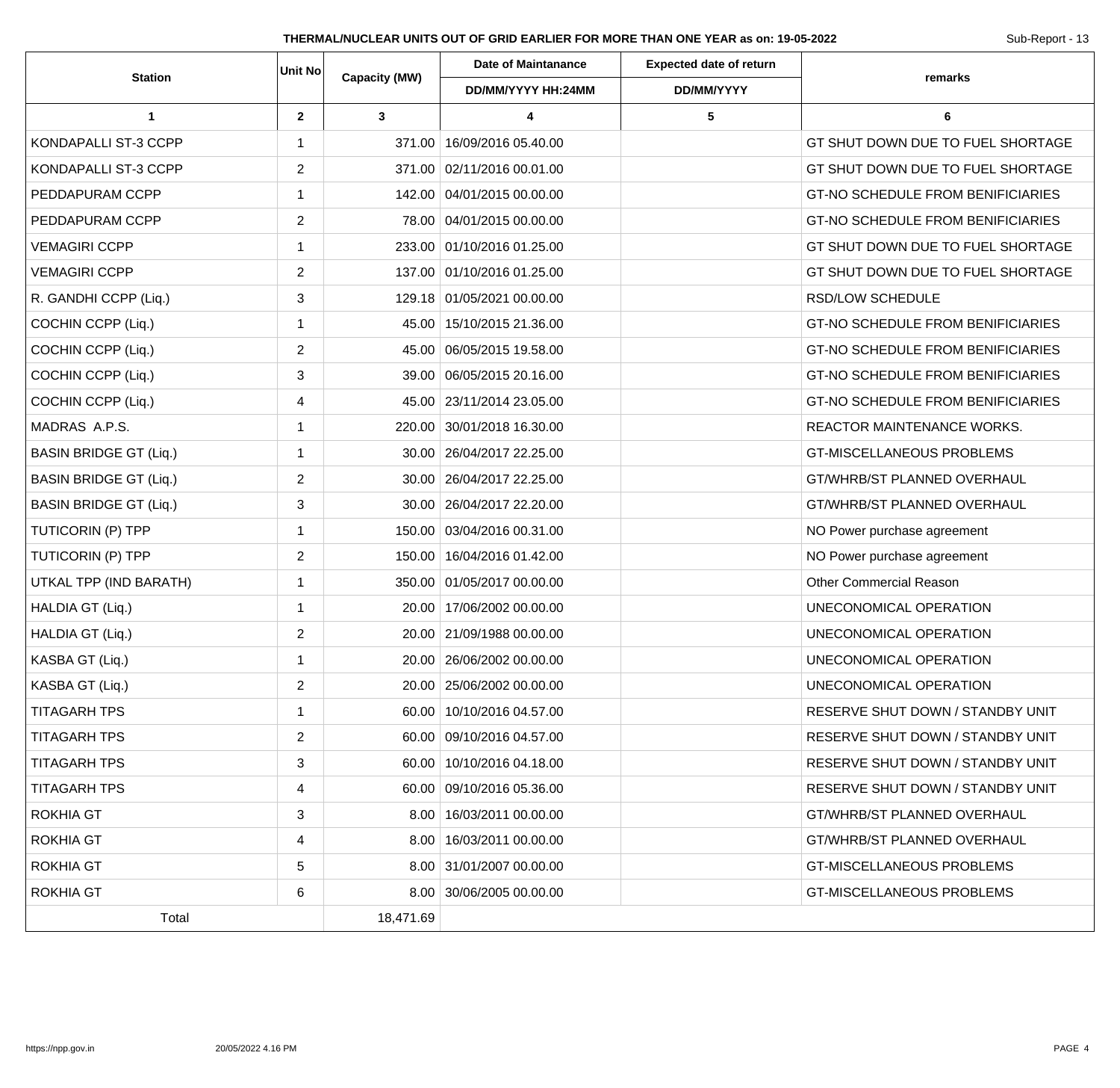**THERMAL/NUCLEAR UNITS OUT OF GRID EARLIER FOR MORE THAN ONE YEAR as on: 19-05-2022**

Sub-Report - 13

| Station | Unit No | Capacity (MW) | Date of Maintanance | Expected date of return | remarks |
|---|---|---|---|---|---|
| | | | DD/MM/YYYY HH:24MM | DD/MM/YYYY | |
| 1 | 2 | 3 | 4 | 5 | 6 |
| KONDAPALLI ST-3 CCPP | 1 | 371.00 | 16/09/2016 05.40.00 | | GT SHUT DOWN DUE TO FUEL SHORTAGE |
| KONDAPALLI ST-3 CCPP | 2 | 371.00 | 02/11/2016 00.01.00 | | GT SHUT DOWN DUE TO FUEL SHORTAGE |
| PEDDAPURAM CCPP | 1 | 142.00 | 04/01/2015 00.00.00 | | GT-NO SCHEDULE FROM BENIFICIARIES |
| PEDDAPURAM CCPP | 2 | 78.00 | 04/01/2015 00.00.00 | | GT-NO SCHEDULE FROM BENIFICIARIES |
| VEMAGIRI CCPP | 1 | 233.00 | 01/10/2016 01.25.00 | | GT SHUT DOWN DUE TO FUEL SHORTAGE |
| VEMAGIRI CCPP | 2 | 137.00 | 01/10/2016 01.25.00 | | GT SHUT DOWN DUE TO FUEL SHORTAGE |
| R. GANDHI CCPP (Liq.) | 3 | 129.18 | 01/05/2021 00.00.00 | | RSD/LOW SCHEDULE |
| COCHIN CCPP (Liq.) | 1 | 45.00 | 15/10/2015 21.36.00 | | GT-NO SCHEDULE FROM BENIFICIARIES |
| COCHIN CCPP (Liq.) | 2 | 45.00 | 06/05/2015 19.58.00 | | GT-NO SCHEDULE FROM BENIFICIARIES |
| COCHIN CCPP (Liq.) | 3 | 39.00 | 06/05/2015 20.16.00 | | GT-NO SCHEDULE FROM BENIFICIARIES |
| COCHIN CCPP (Liq.) | 4 | 45.00 | 23/11/2014 23.05.00 | | GT-NO SCHEDULE FROM BENIFICIARIES |
| MADRAS A.P.S. | 1 | 220.00 | 30/01/2018 16.30.00 | | REACTOR MAINTENANCE WORKS. |
| BASIN BRIDGE GT (Liq.) | 1 | 30.00 | 26/04/2017 22.25.00 | | GT-MISCELLANEOUS PROBLEMS |
| BASIN BRIDGE GT (Liq.) | 2 | 30.00 | 26/04/2017 22.25.00 | | GT/WHRB/ST PLANNED OVERHAUL |
| BASIN BRIDGE GT (Liq.) | 3 | 30.00 | 26/04/2017 22.20.00 | | GT/WHRB/ST PLANNED OVERHAUL |
| TUTICORIN (P) TPP | 1 | 150.00 | 03/04/2016 00.31.00 | | NO Power purchase agreement |
| TUTICORIN (P) TPP | 2 | 150.00 | 16/04/2016 01.42.00 | | NO Power purchase agreement |
| UTKAL TPP (IND BARATH) | 1 | 350.00 | 01/05/2017 00.00.00 | | Other Commercial Reason |
| HALDIA GT (Liq.) | 1 | 20.00 | 17/06/2002 00.00.00 | | UNECONOMICAL OPERATION |
| HALDIA GT (Liq.) | 2 | 20.00 | 21/09/1988 00.00.00 | | UNECONOMICAL OPERATION |
| KASBA GT (Liq.) | 1 | 20.00 | 26/06/2002 00.00.00 | | UNECONOMICAL OPERATION |
| KASBA GT (Liq.) | 2 | 20.00 | 25/06/2002 00.00.00 | | UNECONOMICAL OPERATION |
| TITAGARH TPS | 1 | 60.00 | 10/10/2016 04.57.00 | | RESERVE SHUT DOWN / STANDBY UNIT |
| TITAGARH TPS | 2 | 60.00 | 09/10/2016 04.57.00 | | RESERVE SHUT DOWN / STANDBY UNIT |
| TITAGARH TPS | 3 | 60.00 | 10/10/2016 04.18.00 | | RESERVE SHUT DOWN / STANDBY UNIT |
| TITAGARH TPS | 4 | 60.00 | 09/10/2016 05.36.00 | | RESERVE SHUT DOWN / STANDBY UNIT |
| ROKHIA GT | 3 | 8.00 | 16/03/2011 00.00.00 | | GT/WHRB/ST PLANNED OVERHAUL |
| ROKHIA GT | 4 | 8.00 | 16/03/2011 00.00.00 | | GT/WHRB/ST PLANNED OVERHAUL |
| ROKHIA GT | 5 | 8.00 | 31/01/2007 00.00.00 | | GT-MISCELLANEOUS PROBLEMS |
| ROKHIA GT | 6 | 8.00 | 30/06/2005 00.00.00 | | GT-MISCELLANEOUS PROBLEMS |
| Total | | 18,471.69 | | | |